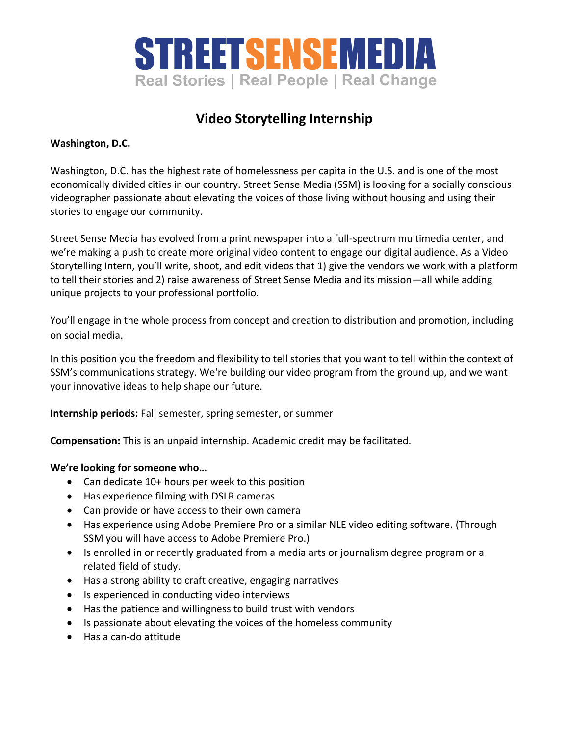# STREETSENSEMEDIA

Real Stories | Real People | Real Change

## Video Storytelling Internship

**Washington, D.C.**

Washington, D.C. has the highest rate of homelessness per capita in the U.S. and is one of the most economically divided cities in our country. Street Sense Media (SSM) is looking for a socially conscious videographer passionate about elevating the voices of those living without housing and using their stories to engage our community.

Street Sense Media has evolved from a print newspaper into a full-spectrum multimedia center, and we're making a push to create more original video content to engage our digital audience. As a Video Storytelling Intern, you'll write, shoot, and edit videos that 1) give the vendors we work with a platform to tell their stories and 2) raise awareness of Street Sense Media and its mission—all while adding unique projects to your professional portfolio.

You'll engage in the whole process from concept and creation to distribution and promotion, including on social media.

In this position you the freedom and flexibility to tell stories that you want to tell within the context of SSM's communications strategy. We're building our video program from the ground up, and we want your innovative ideas to help shape our future.

**Internship periods:** Fall semester, spring semester, or summer

**Compensation:** This is an unpaid internship. Academic credit may be facilitated.

**We're looking for someone who…**

- Can dedicate 10+ hours per week to this position
- Has experience filming with DSLR cameras
- Can provide or have access to their own camera
- Has experience using Adobe Premiere Pro or a similar NLE video editing software. (Through SSM you will have access to Adobe Premiere Pro.)
- Is enrolled in or recently graduated from a media arts or journalism degree program or a related field of study.
- Has a strong ability to craft creative, engaging narratives
- Is experienced in conducting video interviews
- Has the patience and willingness to build trust with vendors
- Is passionate about elevating the voices of the homeless community
- Has a can-do attitude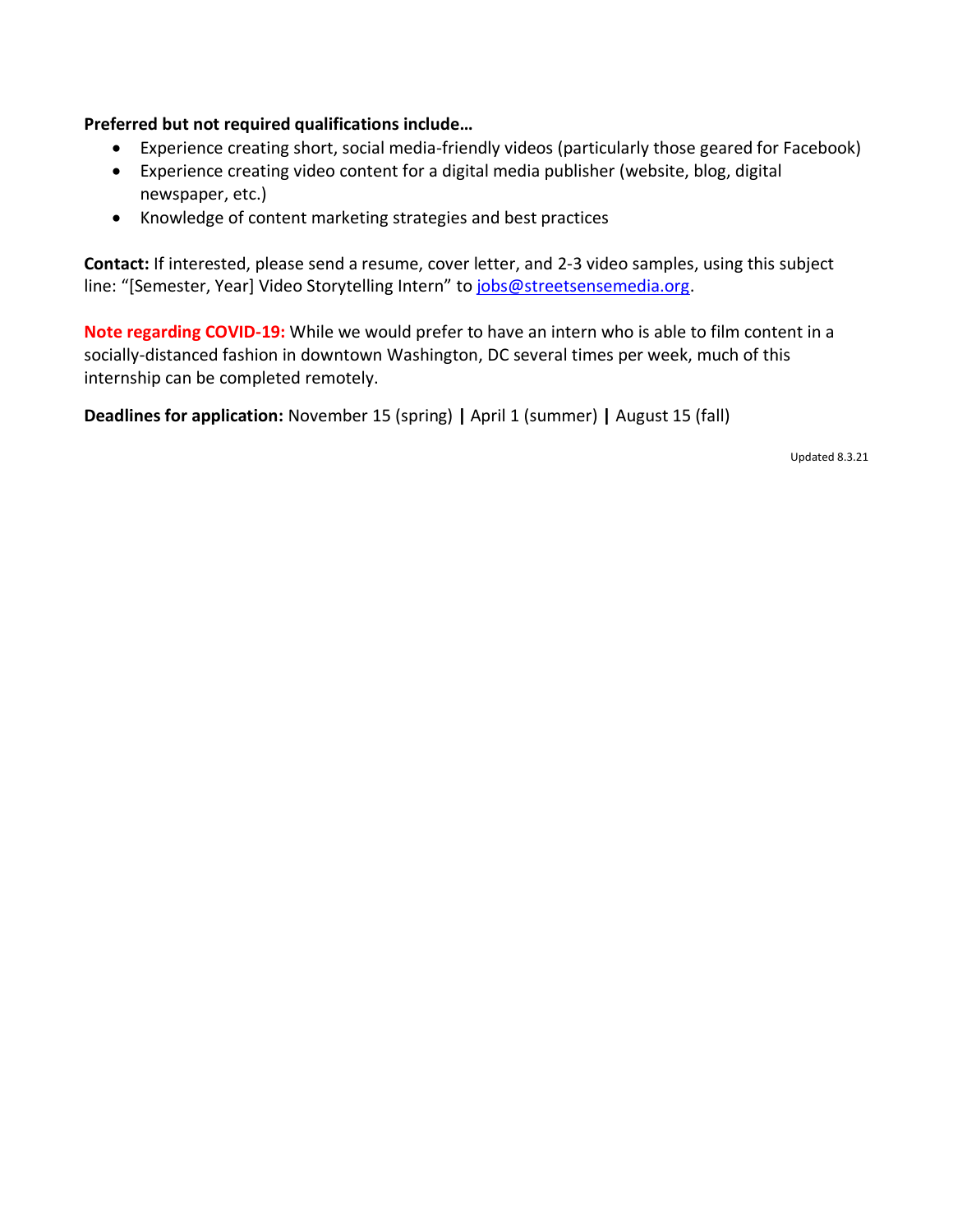**Preferred but not required qualifications include…**

- Experience creating short, social media-friendly videos (particularly those geared for Facebook)
- Experience creating video content for a digital media publisher (website, blog, digital newspaper, etc.)
- Knowledge of content marketing strategies and best practices

**Contact:** If interested, please send a resume, cover letter, and 2-3 video samples, using this subject line: "[Semester, Year] Video Storytelling Intern" to jobs@streetsensemedia.org.

**Note regarding COVID-19:** While we would prefer to have an intern who is able to film content in a socially-distanced fashion in downtown Washington, DC several times per week, much of this internship can be completed remotely.

**Deadlines for application:** November 15 (spring) **|** April 1 (summer) **|** August 15 (fall)

Updated 8.3.21